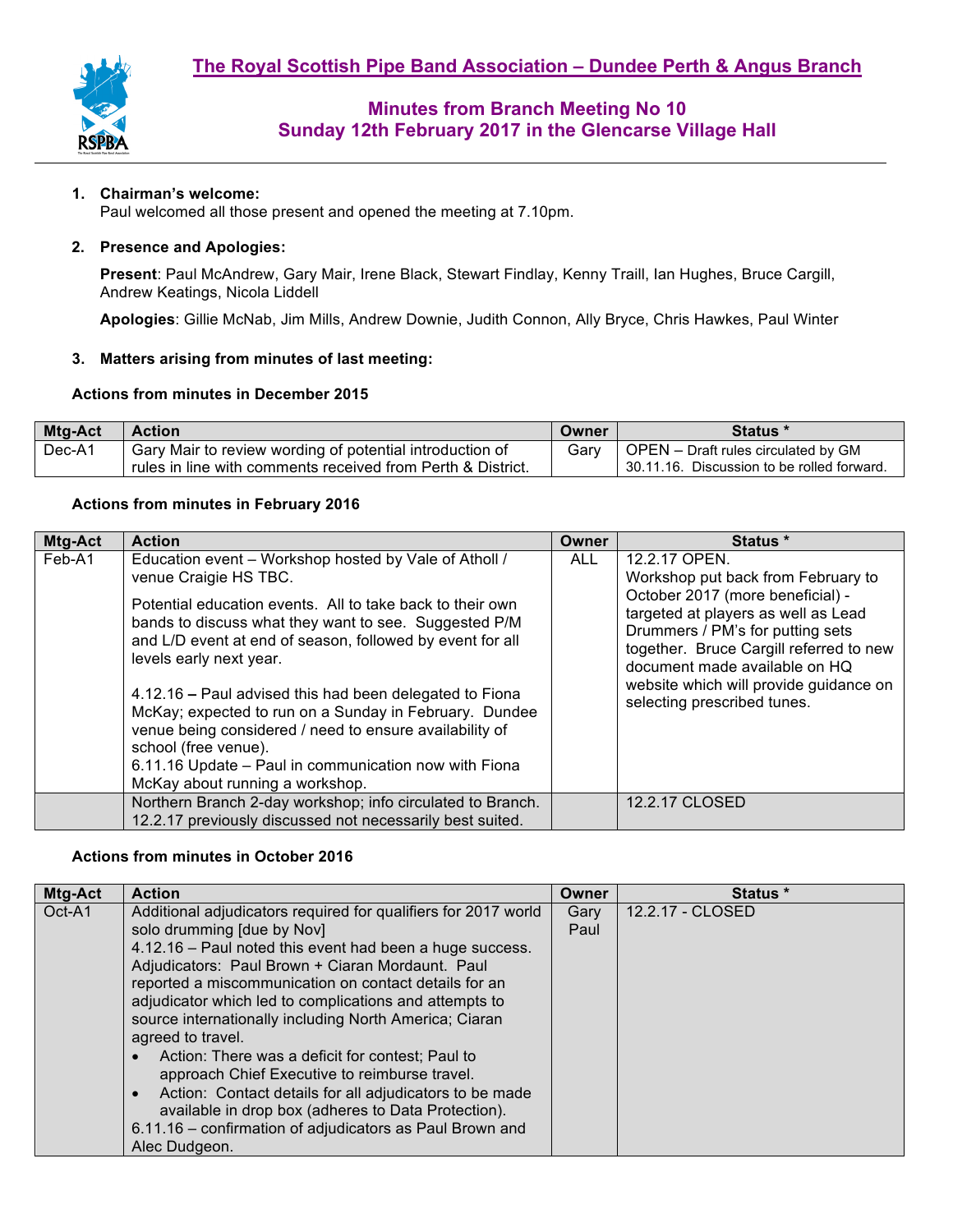# The Royal Scottish Pipe Band Association – Dundee Perth & Angus Branch

## Minutes from Branch Meeting No 10
## Sunday 12th February 2017 in the Glencarse Village Hall

1. **Chairman's welcome:**
   Paul welcomed all those present and opened the meeting at 7.10pm.

2. **Presence and Apologies:**

   **Present**: Paul McAndrew, Gary Mair, Irene Black, Stewart Findlay, Kenny Traill, Ian Hughes, Bruce Cargill, Andrew Keatings, Nicola Liddell

   **Apologies**: Gillie McNab, Jim Mills, Andrew Downie, Judith Connon, Ally Bryce, Chris Hawkes, Paul Winter

3. **Matters arising from minutes of last meeting:**

**Actions from minutes in December 2015**

| Mtg-Act | Action | Owner | Status * |
|---|---|---|---|
| Dec-A1 | Gary Mair to review wording of potential introduction of rules in line with comments received from Perth & District. | Gary | OPEN – Draft rules circulated by GM 30.11.16. Discussion to be rolled forward. |

**Actions from minutes in February 2016**

| Mtg-Act | Action | Owner | Status * |
|---|---|---|---|
| Feb-A1 | Education event – Workshop hosted by Vale of Atholl / venue Craigie HS TBC.<br><br>Potential education events. All to take back to their own bands to discuss what they want to see. Suggested P/M and L/D event at end of season, followed by event for all levels early next year.<br><br>4.12.16 – Paul advised this had been delegated to Fiona McKay; expected to run on a Sunday in February. Dundee venue being considered / need to ensure availability of school (free venue).<br>6.11.16 Update – Paul in communication now with Fiona McKay about running a workshop. | ALL | 12.2.17 OPEN.<br>Workshop put back from February to October 2017 (more beneficial) - targeted at players as well as Lead Drummers / PM's for putting sets together. Bruce Cargill referred to new document made available on HQ website which will provide guidance on selecting prescribed tunes. |
| | Northern Branch 2-day workshop; info circulated to Branch. 12.2.17 previously discussed not necessarily best suited. | | 12.2.17 CLOSED |

**Actions from minutes in October 2016**

| Mtg-Act | Action | Owner | Status * |
|---|---|---|---|
| Oct-A1 | Additional adjudicators required for qualifiers for 2017 world solo drumming [due by Nov]<br>4.12.16 – Paul noted this event had been a huge success. Adjudicators: Paul Brown + Ciaran Mordaunt. Paul reported a miscommunication on contact details for an adjudicator which led to complications and attempts to source internationally including North America; Ciaran agreed to travel.<br>• Action: There was a deficit for contest; Paul to approach Chief Executive to reimburse travel.<br>• Action: Contact details for all adjudicators to be made available in drop box (adheres to Data Protection).<br>6.11.16 – confirmation of adjudicators as Paul Brown and Alec Dudgeon. | Gary<br>Paul | 12.2.17 - CLOSED |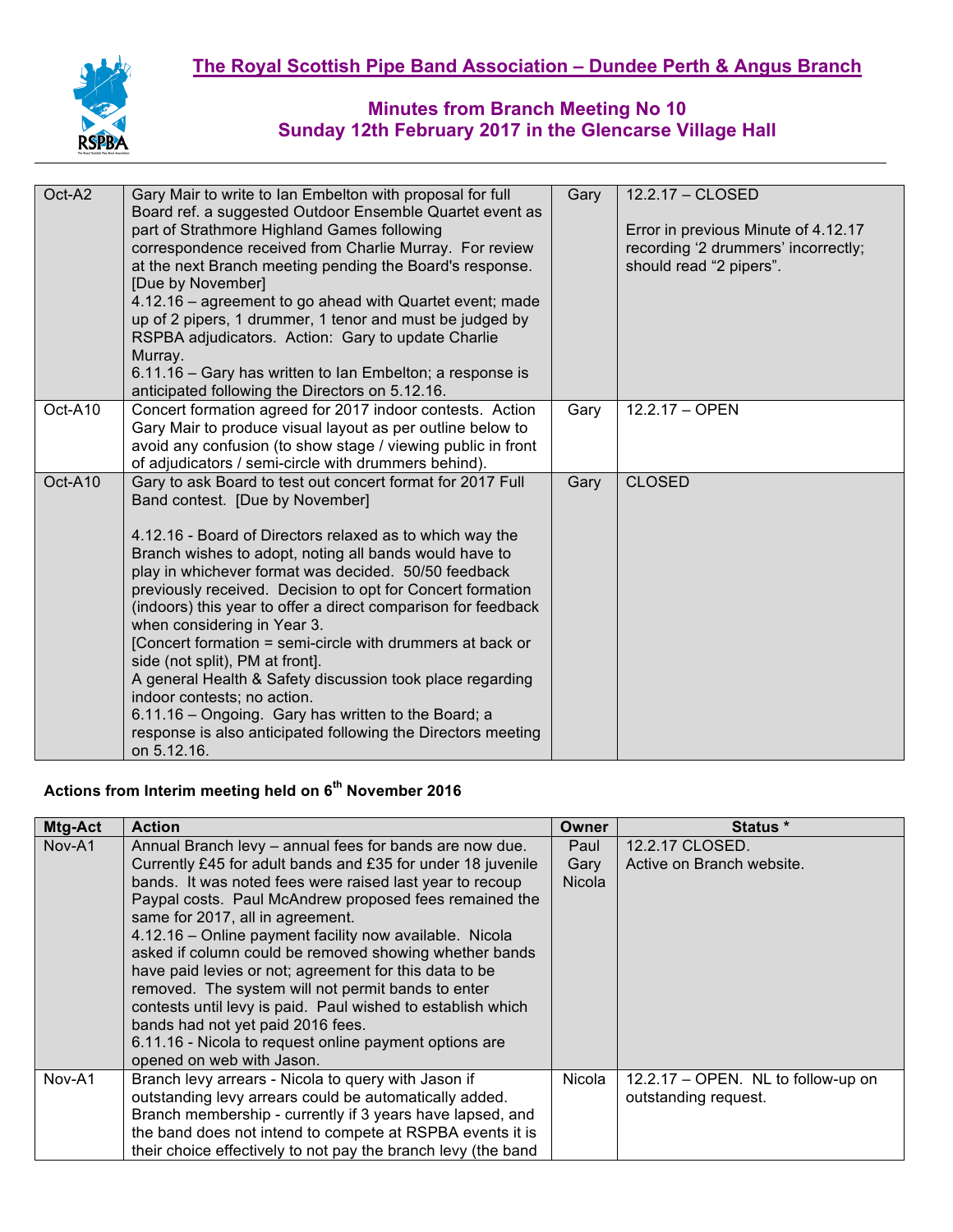| Oct-A2 | Gary Mair to write to Ian Embelton with proposal for full Board ref. a suggested Outdoor Ensemble Quartet event as part of Strathmore Highland Games following correspondence received from Charlie Murray. For review at the next Branch meeting pending the Board's response. [Due by November]<br>4.12.16 – agreement to go ahead with Quartet event; made up of 2 pipers, 1 drummer, 1 tenor and must be judged by RSPBA adjudicators. Action: Gary to update Charlie Murray.<br>6.11.16 – Gary has written to Ian Embelton; a response is anticipated following the Directors on 5.12.16. | Gary | 12.2.17 – CLOSED<br><br>Error in previous Minute of 4.12.17 recording '2 drummers' incorrectly; should read "2 pipers". |
|---|---|---|---|
| Oct-A10 | Concert formation agreed for 2017 indoor contests. Action Gary Mair to produce visual layout as per outline below to avoid any confusion (to show stage / viewing public in front of adjudicators / semi-circle with drummers behind). | Gary | 12.2.17 – OPEN |
| Oct-A10 | Gary to ask Board to test out concert format for 2017 Full Band contest. [Due by November]<br><br>4.12.16 - Board of Directors relaxed as to which way the Branch wishes to adopt, noting all bands would have to play in whichever format was decided. 50/50 feedback previously received. Decision to opt for Concert formation (indoors) this year to offer a direct comparison for feedback when considering in Year 3.<br>[Concert formation = semi-circle with drummers at back or side (not split), PM at front].<br>A general Health & Safety discussion took place regarding indoor contests; no action.<br>6.11.16 – Ongoing. Gary has written to the Board; a response is also anticipated following the Directors meeting on 5.12.16. | Gary | CLOSED |

**Actions from Interim meeting held on 6th November 2016**

| Mtg-Act | Action | Owner | Status * |
|---|---|---|---|
| Nov-A1 | Annual Branch levy – annual fees for bands are now due. Currently £45 for adult bands and £35 for under 18 juvenile bands. It was noted fees were raised last year to recoup Paypal costs. Paul McAndrew proposed fees remained the same for 2017, all in agreement.<br>4.12.16 – Online payment facility now available. Nicola asked if column could be removed showing whether bands have paid levies or not; agreement for this data to be removed. The system will not permit bands to enter contests until levy is paid. Paul wished to establish which bands had not yet paid 2016 fees.<br>6.11.16 - Nicola to request online payment options are opened on web with Jason. | Paul<br>Gary<br>Nicola | 12.2.17 CLOSED.<br>Active on Branch website. |
| Nov-A1 | Branch levy arrears - Nicola to query with Jason if outstanding levy arrears could be automatically added. Branch membership - currently if 3 years have lapsed, and the band does not intend to compete at RSPBA events it is their choice effectively to not pay the branch levy (the band | Nicola | 12.2.17 – OPEN. NL to follow-up on outstanding request. |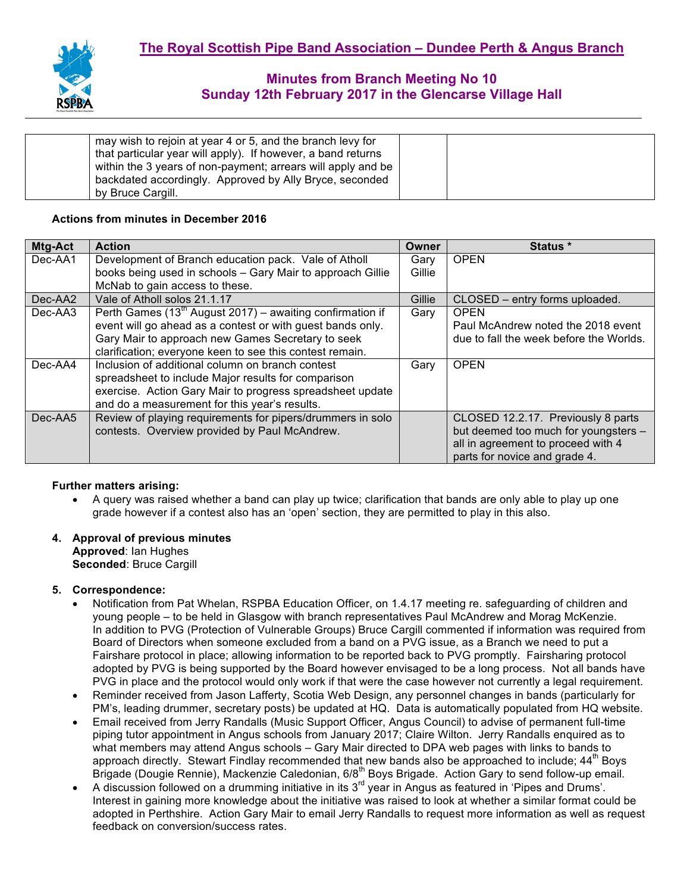| | may wish to rejoin at year 4 or 5, and the branch levy for that particular year will apply). If however, a band returns within the 3 years of non-payment; arrears will apply and be backdated accordingly. Approved by Ally Bryce, seconded by Bruce Cargill. | | |
|---|---|---|---|

**Actions from minutes in December 2016**

| Mtg-Act | Action | Owner | Status * |
|---|---|---|---|
| Dec-AA1 | Development of Branch education pack. Vale of Atholl books being used in schools – Gary Mair to approach Gillie McNab to gain access to these. | Gary Gillie | OPEN |
| Dec-AA2 | Vale of Atholl solos 21.1.17 | Gillie | CLOSED – entry forms uploaded. |
| Dec-AA3 | Perth Games (13th August 2017) – awaiting confirmation if event will go ahead as a contest or with guest bands only. Gary Mair to approach new Games Secretary to seek clarification; everyone keen to see this contest remain. | Gary | OPEN<br>Paul McAndrew noted the 2018 event due to fall the week before the Worlds. |
| Dec-AA4 | Inclusion of additional column on branch contest spreadsheet to include Major results for comparison exercise. Action Gary Mair to progress spreadsheet update and do a measurement for this year's results. | Gary | OPEN |
| Dec-AA5 | Review of playing requirements for pipers/drummers in solo contests. Overview provided by Paul McAndrew. | | CLOSED 12.2.17. Previously 8 parts but deemed too much for youngsters – all in agreement to proceed with 4 parts for novice and grade 4. |

**Further matters arising:**

- A query was raised whether a band can play up twice; clarification that bands are only able to play up one grade however if a contest also has an 'open' section, they are permitted to play in this also.

4. **Approval of previous minutes**
   **Approved**: Ian Hughes
   **Seconded**: Bruce Cargill

5. **Correspondence:**
   - Notification from Pat Whelan, RSPBA Education Officer, on 1.4.17 meeting re. safeguarding of children and young people – to be held in Glasgow with branch representatives Paul McAndrew and Morag McKenzie. In addition to PVG (Protection of Vulnerable Groups) Bruce Cargill commented if information was required from Board of Directors when someone excluded from a band on a PVG issue, as a Branch we need to put a Fairshare protocol in place; allowing information to be reported back to PVG promptly. Fairsharing protocol adopted by PVG is being supported by the Board however envisaged to be a long process. Not all bands have PVG in place and the protocol would only work if that were the case however not currently a legal requirement.
   - Reminder received from Jason Lafferty, Scotia Web Design, any personnel changes in bands (particularly for PM's, leading drummer, secretary posts) be updated at HQ. Data is automatically populated from HQ website.
   - Email received from Jerry Randalls (Music Support Officer, Angus Council) to advise of permanent full-time piping tutor appointment in Angus schools from January 2017; Claire Wilton. Jerry Randalls enquired as to what members may attend Angus schools – Gary Mair directed to DPA web pages with links to bands to approach directly. Stewart Findlay recommended that new bands also be approached to include; 44th Boys Brigade (Dougie Rennie), Mackenzie Caledonian, 6/8th Boys Brigade. Action Gary to send follow-up email.
   - A discussion followed on a drumming initiative in its 3rd year in Angus as featured in 'Pipes and Drums'. Interest in gaining more knowledge about the initiative was raised to look at whether a similar format could be adopted in Perthshire. Action Gary Mair to email Jerry Randalls to request more information as well as request feedback on conversion/success rates.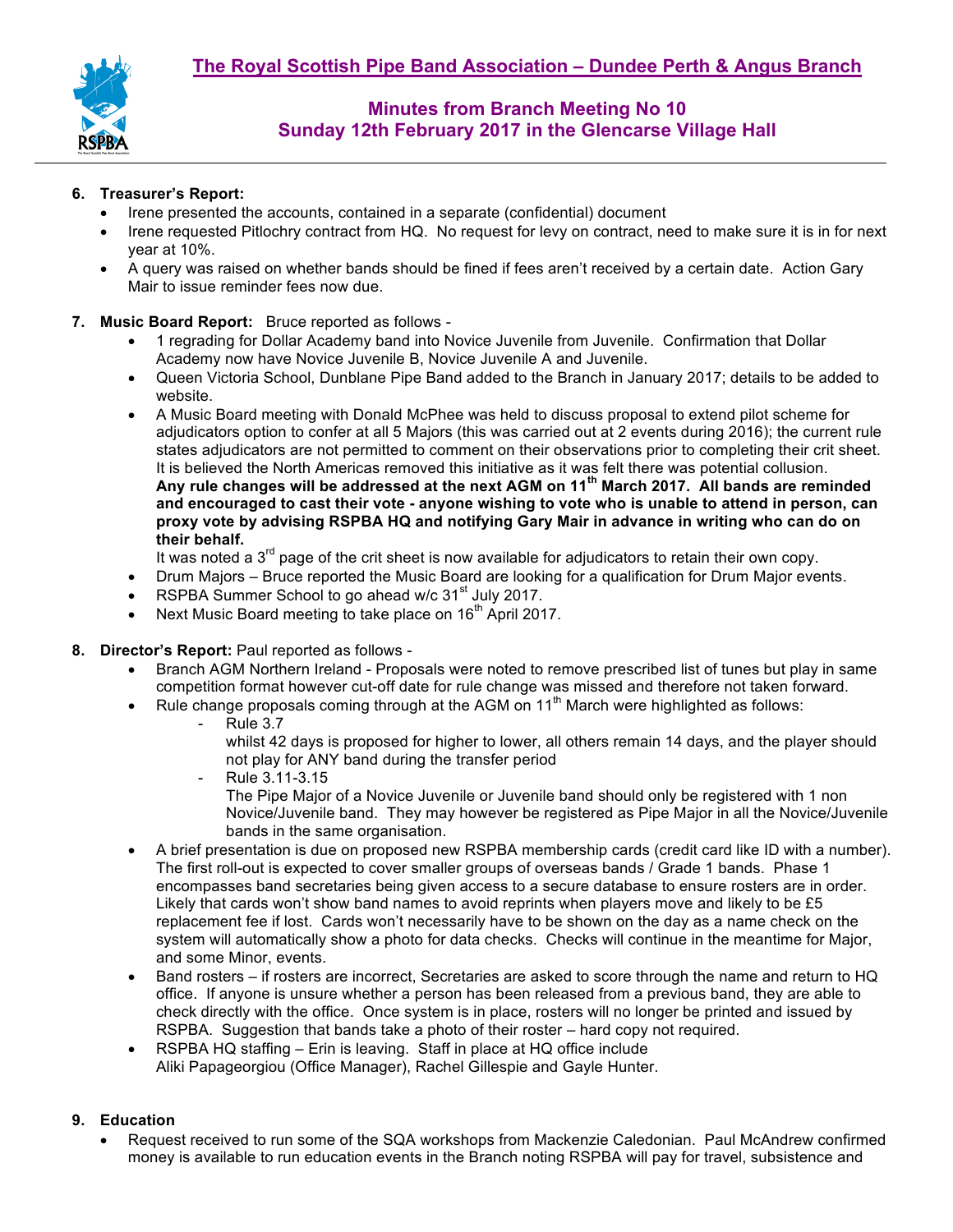## The Royal Scottish Pipe Band Association – Dundee Perth & Angus Branch

### Minutes from Branch Meeting No 10
### Sunday 12th February 2017 in the Glencarse Village Hall

6. **Treasurer's Report:**
   - Irene presented the accounts, contained in a separate (confidential) document
   - Irene requested Pitlochry contract from HQ. No request for levy on contract, need to make sure it is in for next year at 10%.
   - A query was raised on whether bands should be fined if fees aren't received by a certain date. Action Gary Mair to issue reminder fees now due.

7. **Music Board Report:** Bruce reported as follows -
   - 1 regrading for Dollar Academy band into Novice Juvenile from Juvenile. Confirmation that Dollar Academy now have Novice Juvenile B, Novice Juvenile A and Juvenile.
   - Queen Victoria School, Dunblane Pipe Band added to the Branch in January 2017; details to be added to website.
   - A Music Board meeting with Donald McPhee was held to discuss proposal to extend pilot scheme for adjudicators option to confer at all 5 Majors (this was carried out at 2 events during 2016); the current rule states adjudicators are not permitted to comment on their observations prior to completing their crit sheet. It is believed the North Americas removed this initiative as it was felt there was potential collusion. **Any rule changes will be addressed at the next AGM on 11th March 2017. All bands are reminded and encouraged to cast their vote - anyone wishing to vote who is unable to attend in person, can proxy vote by advising RSPBA HQ and notifying Gary Mair in advance in writing who can do on their behalf.**
     It was noted a 3rd page of the crit sheet is now available for adjudicators to retain their own copy.
   - Drum Majors – Bruce reported the Music Board are looking for a qualification for Drum Major events.
   - RSPBA Summer School to go ahead w/c 31st July 2017.
   - Next Music Board meeting to take place on 16th April 2017.

8. **Director's Report:** Paul reported as follows -
   - Branch AGM Northern Ireland - Proposals were noted to remove prescribed list of tunes but play in same competition format however cut-off date for rule change was missed and therefore not taken forward.
   - Rule change proposals coming through at the AGM on 11th March were highlighted as follows:
     - Rule 3.7
       whilst 42 days is proposed for higher to lower, all others remain 14 days, and the player should not play for ANY band during the transfer period
     - Rule 3.11-3.15
       The Pipe Major of a Novice Juvenile or Juvenile band should only be registered with 1 non Novice/Juvenile band. They may however be registered as Pipe Major in all the Novice/Juvenile bands in the same organisation.
   - A brief presentation is due on proposed new RSPBA membership cards (credit card like ID with a number). The first roll-out is expected to cover smaller groups of overseas bands / Grade 1 bands. Phase 1 encompasses band secretaries being given access to a secure database to ensure rosters are in order. Likely that cards won't show band names to avoid reprints when players move and likely to be £5 replacement fee if lost. Cards won't necessarily have to be shown on the day as a name check on the system will automatically show a photo for data checks. Checks will continue in the meantime for Major, and some Minor, events.
   - Band rosters – if rosters are incorrect, Secretaries are asked to score through the name and return to HQ office. If anyone is unsure whether a person has been released from a previous band, they are able to check directly with the office. Once system is in place, rosters will no longer be printed and issued by RSPBA. Suggestion that bands take a photo of their roster – hard copy not required.
   - RSPBA HQ staffing – Erin is leaving. Staff in place at HQ office include Aliki Papageorgiou (Office Manager), Rachel Gillespie and Gayle Hunter.

9. **Education**
   - Request received to run some of the SQA workshops from Mackenzie Caledonian. Paul McAndrew confirmed money is available to run education events in the Branch noting RSPBA will pay for travel, subsistence and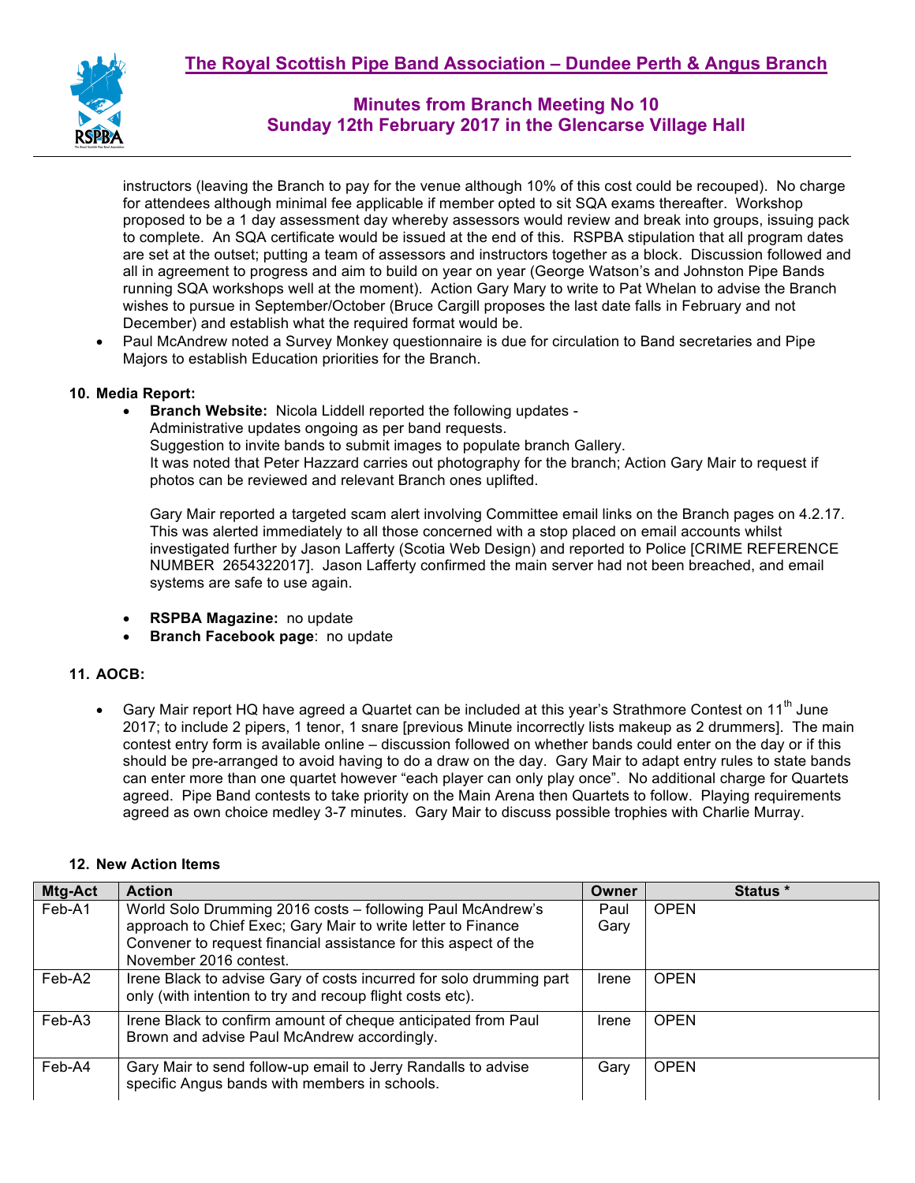instructors (leaving the Branch to pay for the venue although 10% of this cost could be recouped). No charge for attendees although minimal fee applicable if member opted to sit SQA exams thereafter. Workshop proposed to be a 1 day assessment day whereby assessors would review and break into groups, issuing pack to complete. An SQA certificate would be issued at the end of this. RSPBA stipulation that all program dates are set at the outset; putting a team of assessors and instructors together as a block. Discussion followed and all in agreement to progress and aim to build on year on year (George Watson's and Johnston Pipe Bands running SQA workshops well at the moment). Action Gary Mary to write to Pat Whelan to advise the Branch wishes to pursue in September/October (Bruce Cargill proposes the last date falls in February and not December) and establish what the required format would be.

- Paul McAndrew noted a Survey Monkey questionnaire is due for circulation to Band secretaries and Pipe Majors to establish Education priorities for the Branch.

**10. Media Report:**

- **Branch Website:** Nicola Liddell reported the following updates -
  Administrative updates ongoing as per band requests.
  Suggestion to invite bands to submit images to populate branch Gallery.
  It was noted that Peter Hazzard carries out photography for the branch; Action Gary Mair to request if photos can be reviewed and relevant Branch ones uplifted.

  Gary Mair reported a targeted scam alert involving Committee email links on the Branch pages on 4.2.17. This was alerted immediately to all those concerned with a stop placed on email accounts whilst investigated further by Jason Lafferty (Scotia Web Design) and reported to Police [CRIME REFERENCE NUMBER 2654322017]. Jason Lafferty confirmed the main server had not been breached, and email systems are safe to use again.

- **RSPBA Magazine:** no update
- **Branch Facebook page**: no update

**11. AOCB:**

- Gary Mair report HQ have agreed a Quartet can be included at this year's Strathmore Contest on 11th June 2017; to include 2 pipers, 1 tenor, 1 snare [previous Minute incorrectly lists makeup as 2 drummers]. The main contest entry form is available online – discussion followed on whether bands could enter on the day or if this should be pre-arranged to avoid having to do a draw on the day. Gary Mair to adapt entry rules to state bands can enter more than one quartet however "each player can only play once". No additional charge for Quartets agreed. Pipe Band contests to take priority on the Main Arena then Quartets to follow. Playing requirements agreed as own choice medley 3-7 minutes. Gary Mair to discuss possible trophies with Charlie Murray.

**12. New Action Items**

| Mtg-Act | Action | Owner | Status * |
|---|---|---|---|
| Feb-A1 | World Solo Drumming 2016 costs – following Paul McAndrew's approach to Chief Exec; Gary Mair to write letter to Finance Convener to request financial assistance for this aspect of the November 2016 contest. | Paul Gary | OPEN |
| Feb-A2 | Irene Black to advise Gary of costs incurred for solo drumming part only (with intention to try and recoup flight costs etc). | Irene | OPEN |
| Feb-A3 | Irene Black to confirm amount of cheque anticipated from Paul Brown and advise Paul McAndrew accordingly. | Irene | OPEN |
| Feb-A4 | Gary Mair to send follow-up email to Jerry Randalls to advise specific Angus bands with members in schools. | Gary | OPEN |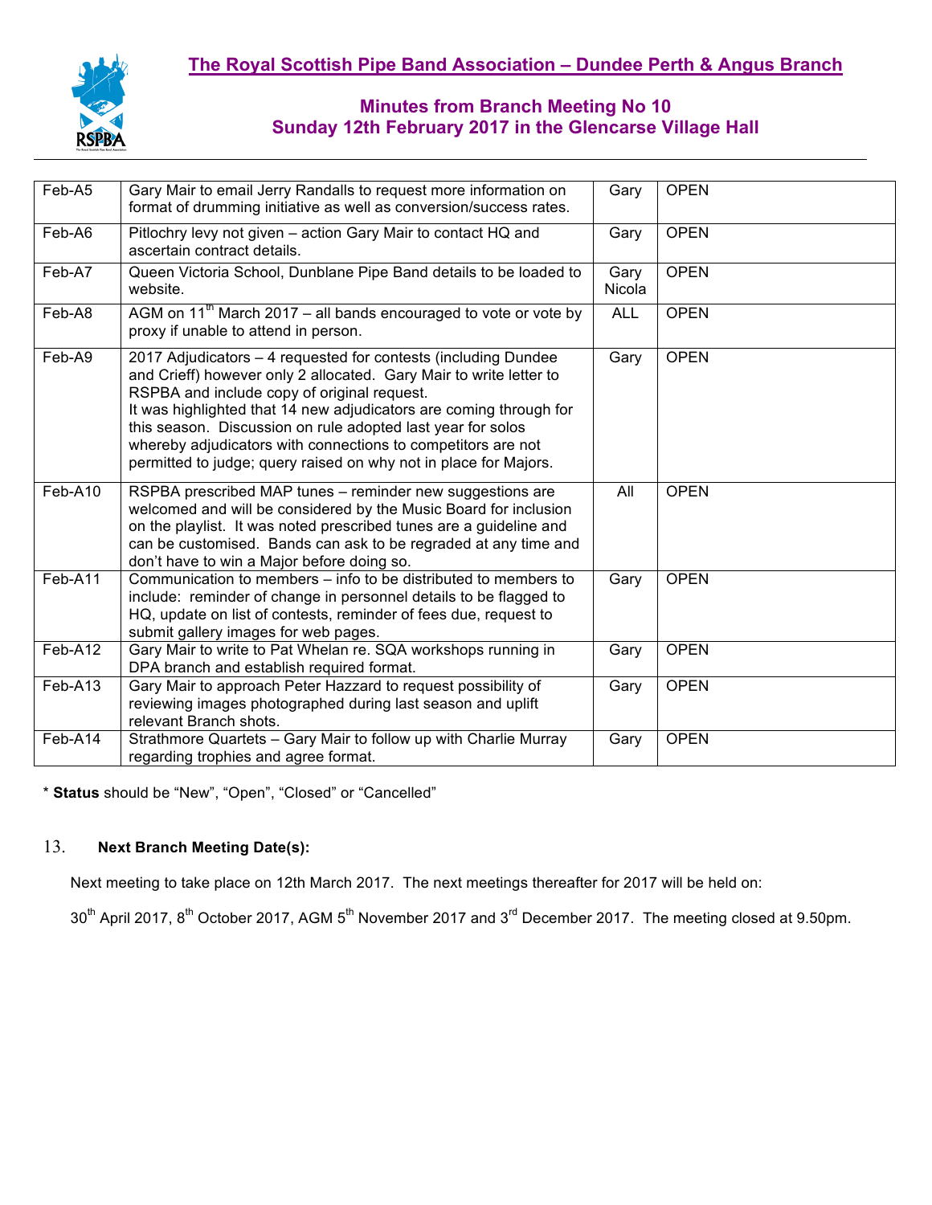| | | | |
|---|---|---|---|
| Feb-A5 | Gary Mair to email Jerry Randalls to request more information on format of drumming initiative as well as conversion/success rates. | Gary | OPEN |
| Feb-A6 | Pitlochry levy not given – action Gary Mair to contact HQ and ascertain contract details. | Gary | OPEN |
| Feb-A7 | Queen Victoria School, Dunblane Pipe Band details to be loaded to website. | Gary Nicola | OPEN |
| Feb-A8 | AGM on 11th March 2017 – all bands encouraged to vote or vote by proxy if unable to attend in person. | ALL | OPEN |
| Feb-A9 | 2017 Adjudicators – 4 requested for contests (including Dundee and Crieff) however only 2 allocated. Gary Mair to write letter to RSPBA and include copy of original request. It was highlighted that 14 new adjudicators are coming through for this season. Discussion on rule adopted last year for solos whereby adjudicators with connections to competitors are not permitted to judge; query raised on why not in place for Majors. | Gary | OPEN |
| Feb-A10 | RSPBA prescribed MAP tunes – reminder new suggestions are welcomed and will be considered by the Music Board for inclusion on the playlist. It was noted prescribed tunes are a guideline and can be customised. Bands can ask to be regraded at any time and don't have to win a Major before doing so. | All | OPEN |
| Feb-A11 | Communication to members – info to be distributed to members to include: reminder of change in personnel details to be flagged to HQ, update on list of contests, reminder of fees due, request to submit gallery images for web pages. | Gary | OPEN |
| Feb-A12 | Gary Mair to write to Pat Whelan re. SQA workshops running in DPA branch and establish required format. | Gary | OPEN |
| Feb-A13 | Gary Mair to approach Peter Hazzard to request possibility of reviewing images photographed during last season and uplift relevant Branch shots. | Gary | OPEN |
| Feb-A14 | Strathmore Quartets – Gary Mair to follow up with Charlie Murray regarding trophies and agree format. | Gary | OPEN |

* **Status** should be "New", "Open", "Closed" or "Cancelled"

13. **Next Branch Meeting Date(s):**

Next meeting to take place on 12th March 2017. The next meetings thereafter for 2017 will be held on:

30th April 2017, 8th October 2017, AGM 5th November 2017 and 3rd December 2017. The meeting closed at 9.50pm.